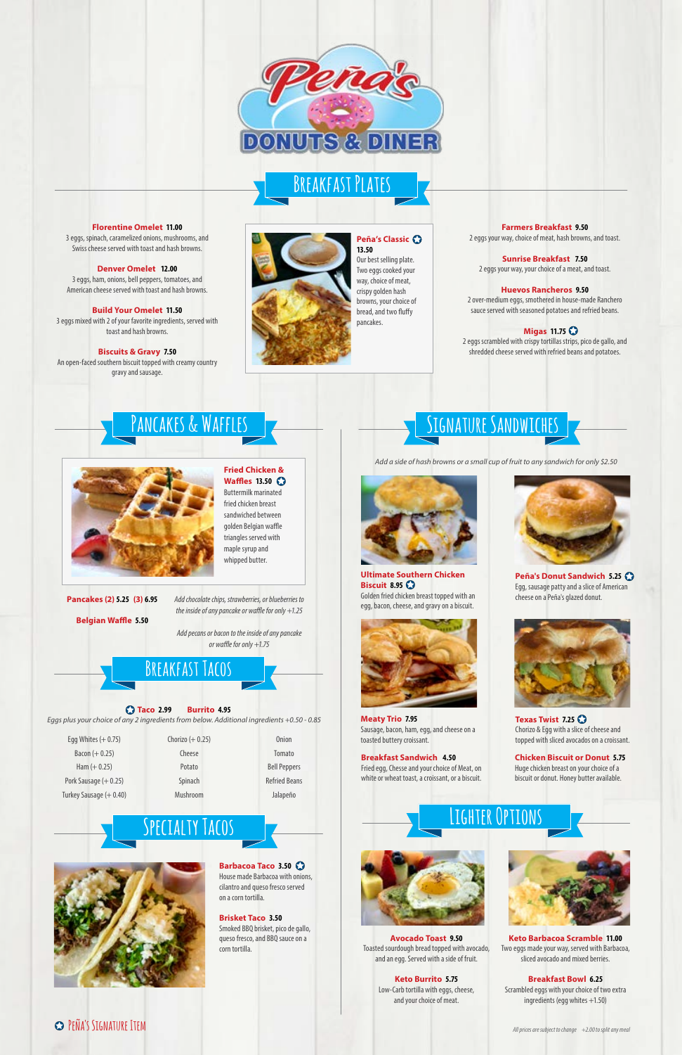# Peña's Donuts & Diner

## Breakfast Plates

**Florentine Omelet** **11.00**
3 eggs, spinach, caramelized onions, mushrooms, and Swiss cheese served with toast and hash browns.

**Denver Omelet** **12.00**
3 eggs, ham, onions, bell peppers, tomatoes, and American cheese served with toast and hash browns.

**Build Your Omelet** **11.50**
3 eggs mixed with 2 of your favorite ingredients, served with toast and hash browns.

**Biscuits & Gravy** **7.50**
An open-faced southern biscuit topped with creamy country gravy and sausage.

**Peña's Classic** ✪ **13.50**
Our best selling plate. Two eggs cooked your way, choice of meat, crispy golden hash browns, your choice of bread, and two fluffy pancakes.

**Farmers Breakfast** **9.50**
2 eggs your way, choice of meat, hash browns, and toast.

**Sunrise Breakfast** **7.50**
2 eggs your way, your choice of a meat, and toast.

**Huevos Rancheros** **9.50**
2 over-medium eggs, smothered in house-made Ranchero sauce served with seasoned potatoes and refried beans.

**Migas** **11.75** ✪
2 eggs scrambled with crispy tortillas strips, pico de gallo, and shredded cheese served with refried beans and potatoes.

## Pancakes & Waffles

**Fried Chicken & Waffles** **13.50** ✪
Buttermilk marinated fried chicken breast sandwiched between golden Belgian waffle triangles served with maple syrup and whipped butter.

**Pancakes (2)** **5.25** **(3)** **6.95**

**Belgian Waffle** **5.50**

*Add chocolate chips, strawberries, or blueberries to the inside of any pancake or waffle for only +1.25*

*Add pecans or bacon to the inside of any pancake or waffle for only +1.75*

## Breakfast Tacos

✪ **Taco** **2.99** **Burrito** **4.95**

*Eggs plus your choice of any 2 ingredients from below. Additional ingredients +0.50 - 0.85*

| | | |
|---|---|---|
| Egg Whites (+ 0.75) | Chorizo (+ 0.25) | Onion |
| Bacon (+ 0.25) | Cheese | Tomato |
| Ham (+ 0.25) | Potato | Bell Peppers |
| Pork Sausage (+ 0.25) | Spinach | Refried Beans |
| Turkey Sausage (+ 0.40) | Mushroom | Jalapeño |

## Specialty Tacos

**Barbacoa Taco** **3.50** ✪
House made Barbacoa with onions, cilantro and queso fresco served on a corn tortilla.

**Brisket Taco** **3.50**
Smoked BBQ brisket, pico de gallo, queso fresco, and BBQ sauce on a corn tortilla.

## Signature Sandwiches

*Add a side of hash browns or a small cup of fruit to any sandwich for only $2.50*

**Ultimate Southern Chicken Biscuit** **8.95** ✪
Golden fried chicken breast topped with an egg, bacon, cheese, and gravy on a biscuit.

**Peña's Donut Sandwich** **5.25** ✪
Egg, sausage patty and a slice of American cheese on a Peña's glazed donut.

**Meaty Trio** **7.95**
Sausage, bacon, ham, egg, and cheese on a toasted buttery croissant.

**Texas Twist** **7.25** ✪
Chorizo & Egg with a slice of cheese and topped with sliced avocados on a croissant.

**Breakfast Sandwich** **4.50**
Fried egg, Cheese and your choice of Meat, on white or wheat toast, a croissant, or a biscuit.

**Chicken Biscuit or Donut** **5.75**
Huge chicken breast on your choice of a biscuit or donut. Honey butter available.

## Lighter Options

**Avocado Toast** **9.50**
Toasted sourdough bread topped with avocado, and an egg. Served with a side of fruit.

**Keto Barbacoa Scramble** **11.00**
Two eggs made your way, served with Barbacoa, sliced avocado and mixed berries.

**Keto Burrito** **5.75**
Low-Carb tortilla with eggs, cheese, and your choice of meat.

**Breakfast Bowl** **6.25**
Scrambled eggs with your choice of two extra ingredients (egg whites +1.50)

✪ Peña's Signature Item

*All prices are subject to change +2.00 to split any meal*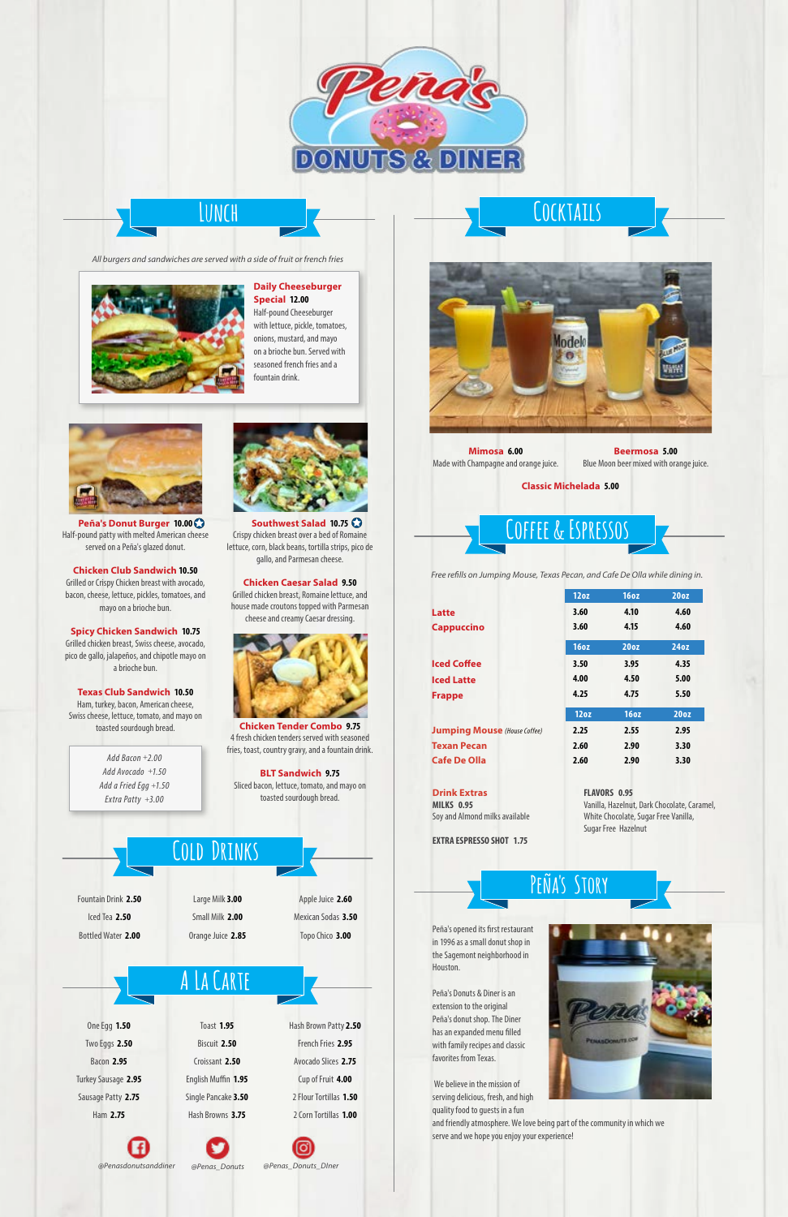# Peña's Donuts & Diner

## Lunch

*All burgers and sandwiches are served with a side of fruit or french fries*

**Daily Cheeseburger Special** 12.00
Half-pound Cheeseburger with lettuce, pickle, tomatoes, onions, mustard, and mayo on a brioche bun. Served with seasoned french fries and a fountain drink.

**Peña's Donut Burger** 10.00
Half-pound patty with melted American cheese served on a Peña's glazed donut.

**Southwest Salad** 10.75
Crispy chicken breast over a bed of Romaine lettuce, corn, black beans, tortilla strips, pico de gallo, and Parmesan cheese.

**Chicken Club Sandwich** 10.50
Grilled or Crispy Chicken breast with avocado, bacon, cheese, lettuce, pickles, tomatoes, and mayo on a brioche bun.

**Chicken Caesar Salad** 9.50
Grilled chicken breast, Romaine lettuce, and house made croutons topped with Parmesan cheese and creamy Caesar dressing.

**Spicy Chicken Sandwich** 10.75
Grilled chicken breast, Swiss cheese, avocado, pico de gallo, jalapeños, and chipotle mayo on a brioche bun.

**Texas Club Sandwich** 10.50
Ham, turkey, bacon, American cheese, Swiss cheese, lettuce, tomato, and mayo on toasted sourdough bread.

**Chicken Tender Combo** 9.75
4 fresh chicken tenders served with seasoned fries, toast, country gravy, and a fountain drink.

**BLT Sandwich** 9.75
Sliced bacon, lettuce, tomato, and mayo on toasted sourdough bread.

*Add Bacon +2.00*
*Add Avocado +1.50*
*Add a Fried Egg +1.50*
*Extra Patty +3.00*

## Cold Drinks

| | | |
|---|---|---|
| Fountain Drink 2.50 | Large Milk 3.00 | Apple Juice 2.60 |
| Iced Tea 2.50 | Small Milk 2.00 | Mexican Sodas 3.50 |
| Bottled Water 2.00 | Orange Juice 2.85 | Topo Chico 3.00 |

## A La Carte

| | | |
|---|---|---|
| One Egg 1.50 | Toast 1.95 | Hash Brown Patty 2.50 |
| Two Eggs 2.50 | Biscuit 2.50 | French Fries 2.95 |
| Bacon 2.95 | Croissant 2.50 | Avocado Slices 2.75 |
| Turkey Sausage 2.95 | English Muffin 1.95 | Cup of Fruit 4.00 |
| Sausage Patty 2.75 | Single Pancake 3.50 | 2 Flour Tortillas 1.50 |
| Ham 2.75 | Hash Browns 3.75 | 2 Corn Tortillas 1.00 |

@Penasdonutsanddiner @Penas_Donuts @Penas_Donuts_DIner

## Cocktails

**Mimosa** 6.00
Made with Champagne and orange juice.

**Beermosa** 5.00
Blue Moon beer mixed with orange juice.

**Classic Michelada** 5.00

## Coffee & Espressos

*Free refills on Jumping Mouse, Texas Pecan, and Cafe De Olla while dining in.*

| | 12oz | 16oz | 20oz |
|---|---|---|---|
| **Latte** | 3.60 | 4.10 | 4.60 |
| **Cappuccino** | 3.60 | 4.15 | 4.60 |
| | **16oz** | **20oz** | **24oz** |
| **Iced Coffee** | 3.50 | 3.95 | 4.35 |
| **Iced Latte** | 4.00 | 4.50 | 5.00 |
| **Frappe** | 4.25 | 4.75 | 5.50 |
| | **12oz** | **16oz** | **20oz** |
| **Jumping Mouse** *(House Coffee)* | 2.25 | 2.55 | 2.95 |
| **Texan Pecan** | 2.60 | 2.90 | 3.30 |
| **Cafe De Olla** | 2.60 | 2.90 | 3.30 |

**Drink Extras**
**MILKS 0.95**
Soy and Almond milks available

**EXTRA ESPRESSO SHOT 1.75**

**FLAVORS 0.95**
Vanilla, Hazelnut, Dark Chocolate, Caramel, White Chocolate, Sugar Free Vanilla, Sugar Free Hazelnut

## Peña's Story

Peña's opened its first restaurant in 1996 as a small donut shop in the Sagemont neighborhood in Houston.

Peña's Donuts & Diner is an extension to the original Peña's donut shop. The Diner has an expanded menu filled with family recipes and classic favorites from Texas.

We believe in the mission of serving delicious, fresh, and high quality food to guests in a fun and friendly atmosphere. We love being part of the community in which we serve and we hope you enjoy your experience!